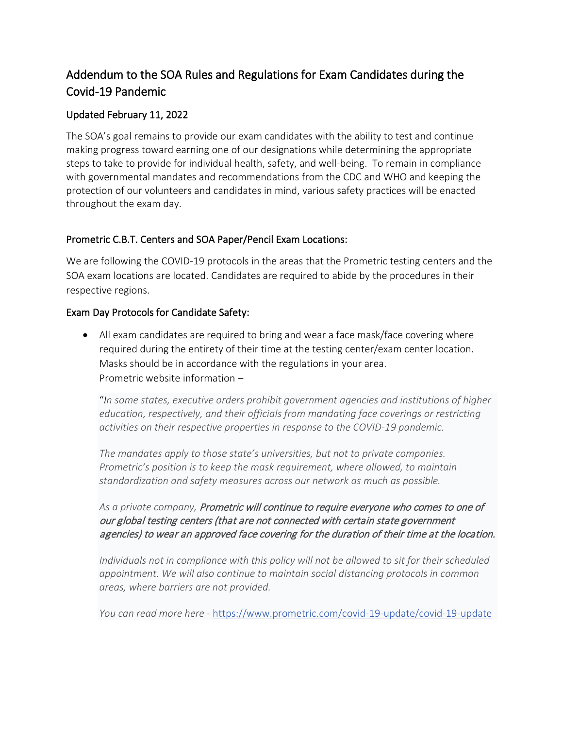# Addendum to the SOA Rules and Regulations for Exam Candidates during the Covid-19 Pandemic

## Updated February 11, 2022

The SOA's goal remains to provide our exam candidates with the ability to test and continue making progress toward earning one of our designations while determining the appropriate steps to take to provide for individual health, safety, and well-being. To remain in compliance with governmental mandates and recommendations from the CDC and WHO and keeping the protection of our volunteers and candidates in mind, various safety practices will be enacted throughout the exam day.

### Prometric C.B.T. Centers and SOA Paper/Pencil Exam Locations:

We are following the COVID-19 protocols in the areas that the Prometric testing centers and the SOA exam locations are located. Candidates are required to abide by the procedures in their respective regions.

### Exam Day Protocols for Candidate Safety:

- All exam candidates are required to bring and wear a face mask/face covering where required during the entirety of their time at the testing center/exam center location. Masks should be in accordance with the regulations in your area.
  Prometric website information –

  > "*In some states, executive orders prohibit government agencies and institutions of higher education, respectively, and their officials from mandating face coverings or restricting activities on their respective properties in response to the COVID-19 pandemic.*
  >
  > *The mandates apply to those state's universities, but not to private companies. Prometric's position is to keep the mask requirement, where allowed, to maintain standardization and safety measures across our network as much as possible.*
  >
  > *As a private company,* ***Prometric will continue to require everyone who comes to one of our global testing centers (that are not connected with certain state government agencies) to wear an approved face covering for the duration of their time at the location.***
  >
  > *Individuals not in compliance with this policy will not be allowed to sit for their scheduled appointment. We will also continue to maintain social distancing protocols in common areas, where barriers are not provided.*
  >
  > *You can read more here -* https://www.prometric.com/covid-19-update/covid-19-update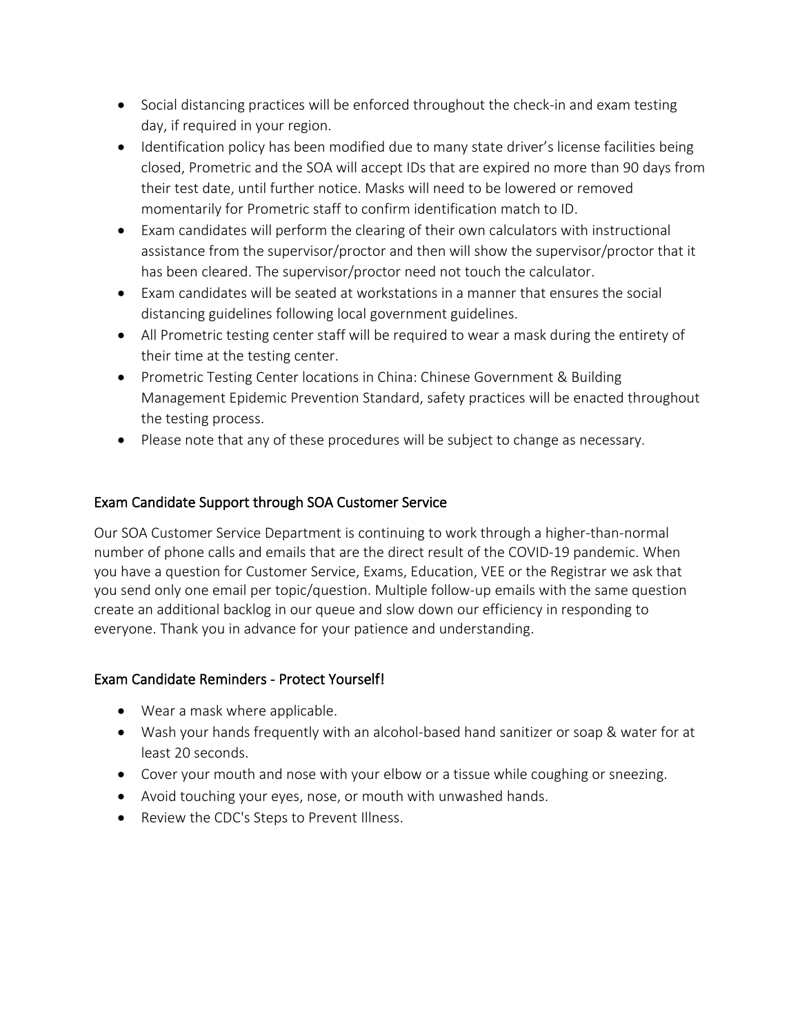- Social distancing practices will be enforced throughout the check-in and exam testing day, if required in your region.
- Identification policy has been modified due to many state driver's license facilities being closed, Prometric and the SOA will accept IDs that are expired no more than 90 days from their test date, until further notice. Masks will need to be lowered or removed momentarily for Prometric staff to confirm identification match to ID.
- Exam candidates will perform the clearing of their own calculators with instructional assistance from the supervisor/proctor and then will show the supervisor/proctor that it has been cleared. The supervisor/proctor need not touch the calculator.
- Exam candidates will be seated at workstations in a manner that ensures the social distancing guidelines following local government guidelines.
- All Prometric testing center staff will be required to wear a mask during the entirety of their time at the testing center.
- Prometric Testing Center locations in China: Chinese Government & Building Management Epidemic Prevention Standard, safety practices will be enacted throughout the testing process.
- Please note that any of these procedures will be subject to change as necessary.

## Exam Candidate Support through SOA Customer Service

Our SOA Customer Service Department is continuing to work through a higher-than-normal number of phone calls and emails that are the direct result of the COVID-19 pandemic. When you have a question for Customer Service, Exams, Education, VEE or the Registrar we ask that you send only one email per topic/question. Multiple follow-up emails with the same question create an additional backlog in our queue and slow down our efficiency in responding to everyone. Thank you in advance for your patience and understanding.

## Exam Candidate Reminders - Protect Yourself!

- Wear a mask where applicable.
- Wash your hands frequently with an alcohol-based hand sanitizer or soap & water for at least 20 seconds.
- Cover your mouth and nose with your elbow or a tissue while coughing or sneezing.
- Avoid touching your eyes, nose, or mouth with unwashed hands.
- Review the CDC's Steps to Prevent Illness.